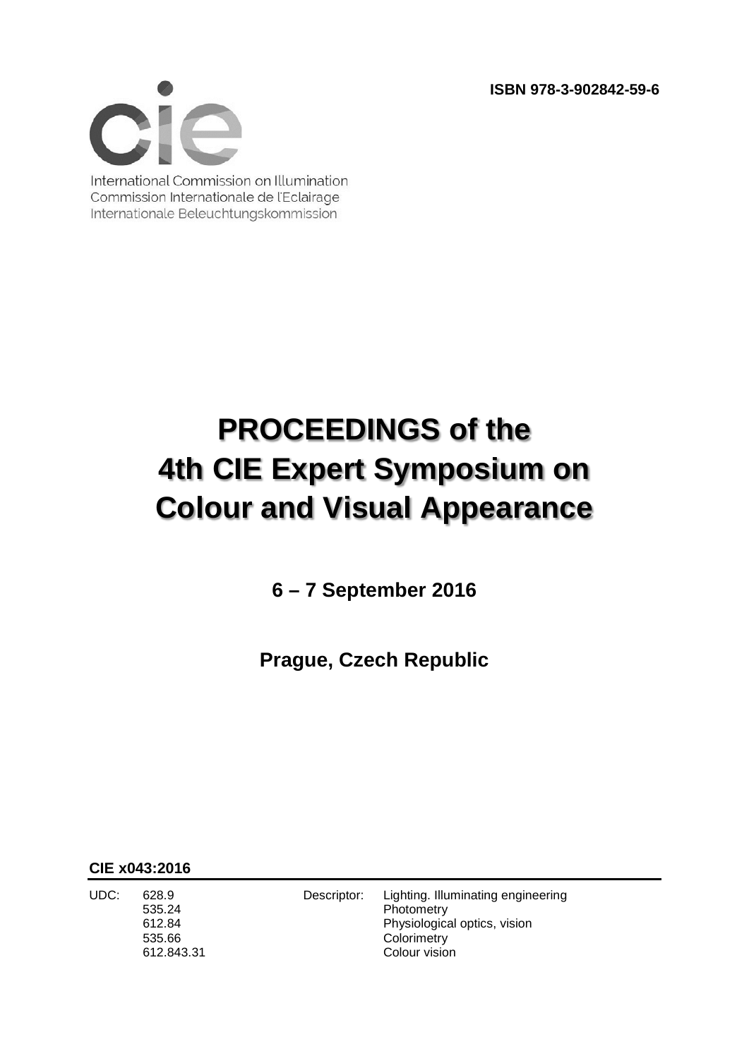ISBN 978-3-902842-59-6

cie

International Commission on Illumination
Commission Internationale de l'Eclairage
Internationale Beleuchtungskommission

# PROCEEDINGS of the 4th CIE Expert Symposium on Colour and Visual Appearance

**6 – 7 September 2016**

**Prague, Czech Republic**

**CIE x043:2016**

| UDC: | | Descriptor: | |
|---|---|---|---|
| | 628.9 | | Lighting. Illuminating engineering |
| | 535.24 | | Photometry |
| | 612.84 | | Physiological optics, vision |
| | 535.66 | | Colorimetry |
| | 612.843.31 | | Colour vision |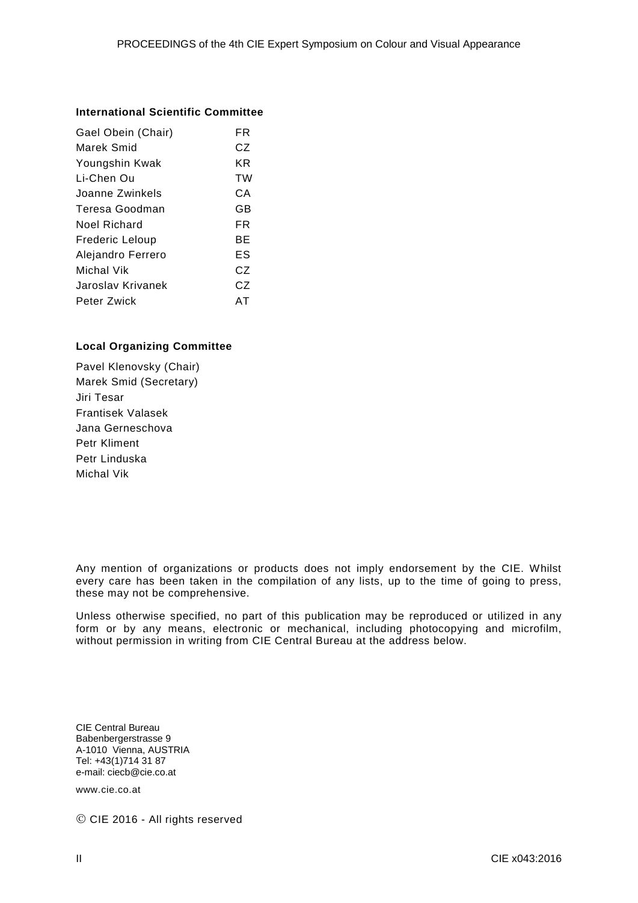**International Scientific Committee**

| | |
|---|---|
| Gael Obein (Chair) | FR |
| Marek Smid | CZ |
| Youngshin Kwak | KR |
| Li-Chen Ou | TW |
| Joanne Zwinkels | CA |
| Teresa Goodman | GB |
| Noel Richard | FR |
| Frederic Leloup | BE |
| Alejandro Ferrero | ES |
| Michal Vik | CZ |
| Jaroslav Krivanek | CZ |
| Peter Zwick | AT |

**Local Organizing Committee**

Pavel Klenovsky (Chair)
Marek Smid (Secretary)
Jiri Tesar
Frantisek Valasek
Jana Gerneschova
Petr Kliment
Petr Linduska
Michal Vik

Any mention of organizations or products does not imply endorsement by the CIE. Whilst every care has been taken in the compilation of any lists, up to the time of going to press, these may not be comprehensive.

Unless otherwise specified, no part of this publication may be reproduced or utilized in any form or by any means, electronic or mechanical, including photocopying and microfilm, without permission in writing from CIE Central Bureau at the address below.

CIE Central Bureau
Babenbergerstrasse 9
A-1010 Vienna, AUSTRIA
Tel: +43(1)714 31 87
e-mail: ciecb@cie.co.at

www.cie.co.at

© CIE 2016 - All rights reserved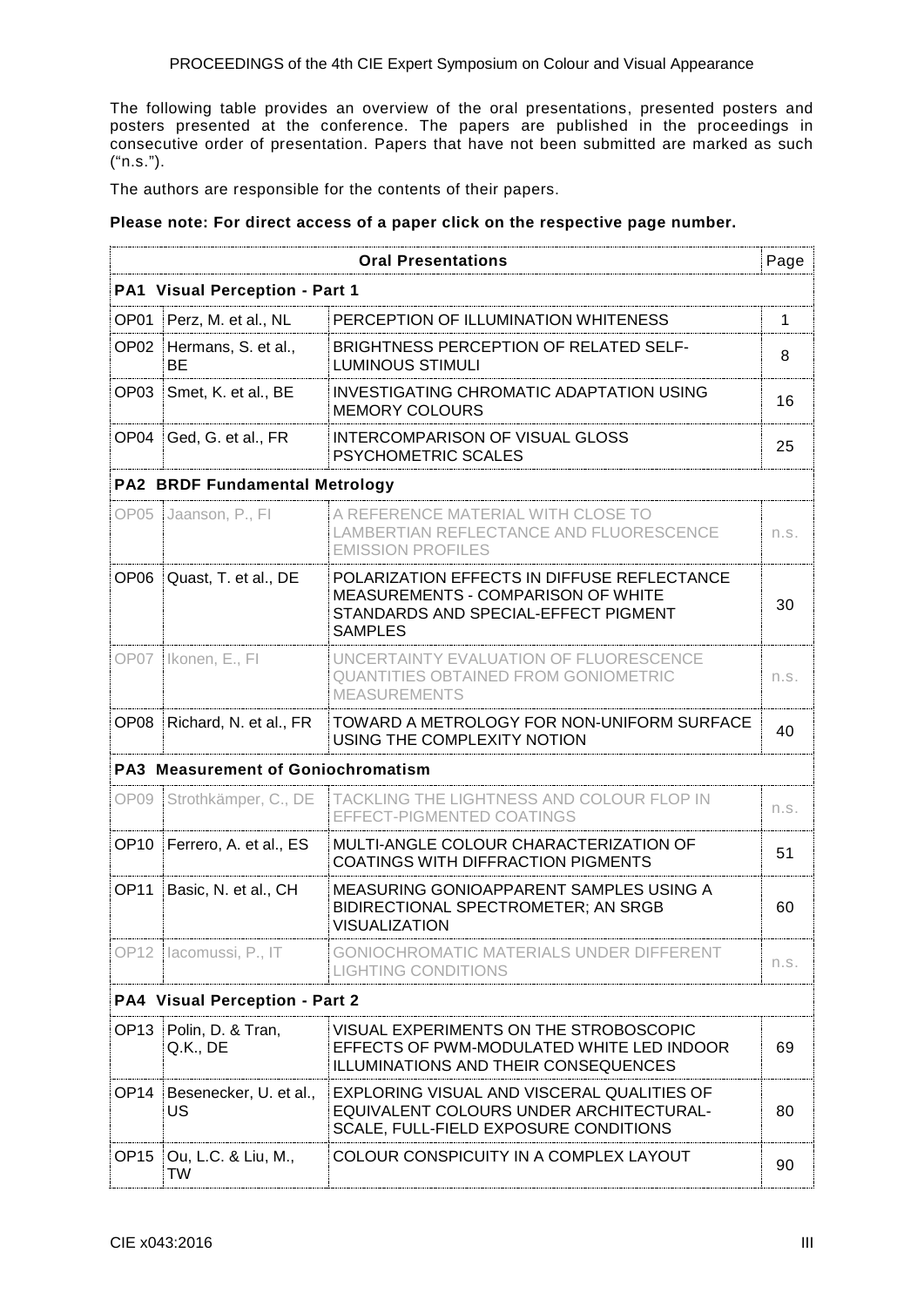The following table provides an overview of the oral presentations, presented posters and posters presented at the conference. The papers are published in the proceedings in consecutive order of presentation. Papers that have not been submitted are marked as such ("n.s.").

The authors are responsible for the contents of their papers.

**Please note: For direct access of a paper click on the respective page number.**

| Oral Presentations | | | Page |
|---|---|---|---|
| **PA1 Visual Perception - Part 1** | | | |
| OP01 | Perz, M. et al., NL | PERCEPTION OF ILLUMINATION WHITENESS | 1 |
| OP02 | Hermans, S. et al., BE | BRIGHTNESS PERCEPTION OF RELATED SELF-LUMINOUS STIMULI | 8 |
| OP03 | Smet, K. et al., BE | INVESTIGATING CHROMATIC ADAPTATION USING MEMORY COLOURS | 16 |
| OP04 | Ged, G. et al., FR | INTERCOMPARISON OF VISUAL GLOSS PSYCHOMETRIC SCALES | 25 |
| **PA2 BRDF Fundamental Metrology** | | | |
| OP05 | Jaanson, P., FI | A REFERENCE MATERIAL WITH CLOSE TO LAMBERTIAN REFLECTANCE AND FLUORESCENCE EMISSION PROFILES | n.s. |
| OP06 | Quast, T. et al., DE | POLARIZATION EFFECTS IN DIFFUSE REFLECTANCE MEASUREMENTS - COMPARISON OF WHITE STANDARDS AND SPECIAL-EFFECT PIGMENT SAMPLES | 30 |
| OP07 | Ikonen, E., FI | UNCERTAINTY EVALUATION OF FLUORESCENCE QUANTITIES OBTAINED FROM GONIOMETRIC MEASUREMENTS | n.s. |
| OP08 | Richard, N. et al., FR | TOWARD A METROLOGY FOR NON-UNIFORM SURFACE USING THE COMPLEXITY NOTION | 40 |
| **PA3 Measurement of Goniochromatism** | | | |
| OP09 | Strothkämper, C., DE | TACKLING THE LIGHTNESS AND COLOUR FLOP IN EFFECT-PIGMENTED COATINGS | n.s. |
| OP10 | Ferrero, A. et al., ES | MULTI-ANGLE COLOUR CHARACTERIZATION OF COATINGS WITH DIFFRACTION PIGMENTS | 51 |
| OP11 | Basic, N. et al., CH | MEASURING GONIOAPPARENT SAMPLES USING A BIDIRECTIONAL SPECTROMETER; AN SRGB VISUALIZATION | 60 |
| OP12 | Iacomussi, P., IT | GONIOCHROMATIC MATERIALS UNDER DIFFERENT LIGHTING CONDITIONS | n.s. |
| **PA4 Visual Perception - Part 2** | | | |
| OP13 | Polin, D. & Tran, Q.K., DE | VISUAL EXPERIMENTS ON THE STROBOSCOPIC EFFECTS OF PWM-MODULATED WHITE LED INDOOR ILLUMINATIONS AND THEIR CONSEQUENCES | 69 |
| OP14 | Besenecker, U. et al., US | EXPLORING VISUAL AND VISCERAL QUALITIES OF EQUIVALENT COLOURS UNDER ARCHITECTURAL-SCALE, FULL-FIELD EXPOSURE CONDITIONS | 80 |
| OP15 | Ou, L.C. & Liu, M., TW | COLOUR CONSPICUITY IN A COMPLEX LAYOUT | 90 |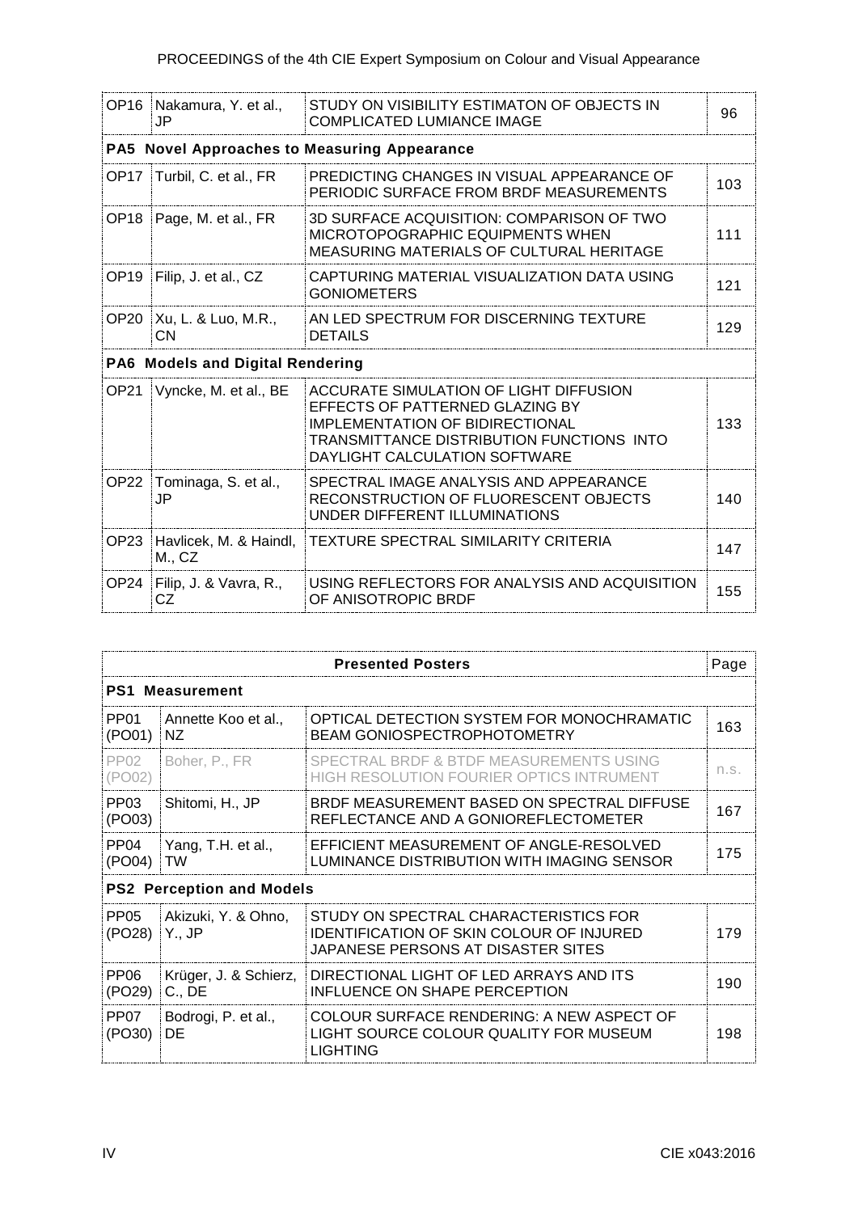| | | | |
|---|---|---|---|
| OP16 | Nakamura, Y. et al., JP | STUDY ON VISIBILITY ESTIMATON OF OBJECTS IN COMPLICATED LUMIANCE IMAGE | 96 |
| **PA5 Novel Approaches to Measuring Appearance** | | | |
| OP17 | Turbil, C. et al., FR | PREDICTING CHANGES IN VISUAL APPEARANCE OF PERIODIC SURFACE FROM BRDF MEASUREMENTS | 103 |
| OP18 | Page, M. et al., FR | 3D SURFACE ACQUISITION: COMPARISON OF TWO MICROTOPOGRAPHIC EQUIPMENTS WHEN MEASURING MATERIALS OF CULTURAL HERITAGE | 111 |
| OP19 | Filip, J. et al., CZ | CAPTURING MATERIAL VISUALIZATION DATA USING GONIOMETERS | 121 |
| OP20 | Xu, L. & Luo, M.R., CN | AN LED SPECTRUM FOR DISCERNING TEXTURE DETAILS | 129 |
| **PA6 Models and Digital Rendering** | | | |
| OP21 | Vyncke, M. et al., BE | ACCURATE SIMULATION OF LIGHT DIFFUSION EFFECTS OF PATTERNED GLAZING BY IMPLEMENTATION OF BIDIRECTIONAL TRANSMITTANCE DISTRIBUTION FUNCTIONS INTO DAYLIGHT CALCULATION SOFTWARE | 133 |
| OP22 | Tominaga, S. et al., JP | SPECTRAL IMAGE ANALYSIS AND APPEARANCE RECONSTRUCTION OF FLUORESCENT OBJECTS UNDER DIFFERENT ILLUMINATIONS | 140 |
| OP23 | Havlicek, M. & Haindl, M., CZ | TEXTURE SPECTRAL SIMILARITY CRITERIA | 147 |
| OP24 | Filip, J. & Vavra, R., CZ | USING REFLECTORS FOR ANALYSIS AND ACQUISITION OF ANISOTROPIC BRDF | 155 |

| Presented Posters | | | Page |
|---|---|---|---|
| **PS1 Measurement** | | | |
| PP01 (PO01) | Annette Koo et al., NZ | OPTICAL DETECTION SYSTEM FOR MONOCHRAMATIC BEAM GONIOSPECTROPHOTOMETRY | 163 |
| PP02 (PO02) | Boher, P., FR | SPECTRAL BRDF & BTDF MEASUREMENTS USING HIGH RESOLUTION FOURIER OPTICS INTRUMENT | n.s. |
| PP03 (PO03) | Shitomi, H., JP | BRDF MEASUREMENT BASED ON SPECTRAL DIFFUSE REFLECTANCE AND A GONIOREFLECTOMETER | 167 |
| PP04 (PO04) | Yang, T.H. et al., TW | EFFICIENT MEASUREMENT OF ANGLE-RESOLVED LUMINANCE DISTRIBUTION WITH IMAGING SENSOR | 175 |
| **PS2 Perception and Models** | | | |
| PP05 (PO28) | Akizuki, Y. & Ohno, Y., JP | STUDY ON SPECTRAL CHARACTERISTICS FOR IDENTIFICATION OF SKIN COLOUR OF INJURED JAPANESE PERSONS AT DISASTER SITES | 179 |
| PP06 (PO29) | Krüger, J. & Schierz, C., DE | DIRECTIONAL LIGHT OF LED ARRAYS AND ITS INFLUENCE ON SHAPE PERCEPTION | 190 |
| PP07 (PO30) | Bodrogi, P. et al., DE | COLOUR SURFACE RENDERING: A NEW ASPECT OF LIGHT SOURCE COLOUR QUALITY FOR MUSEUM LIGHTING | 198 |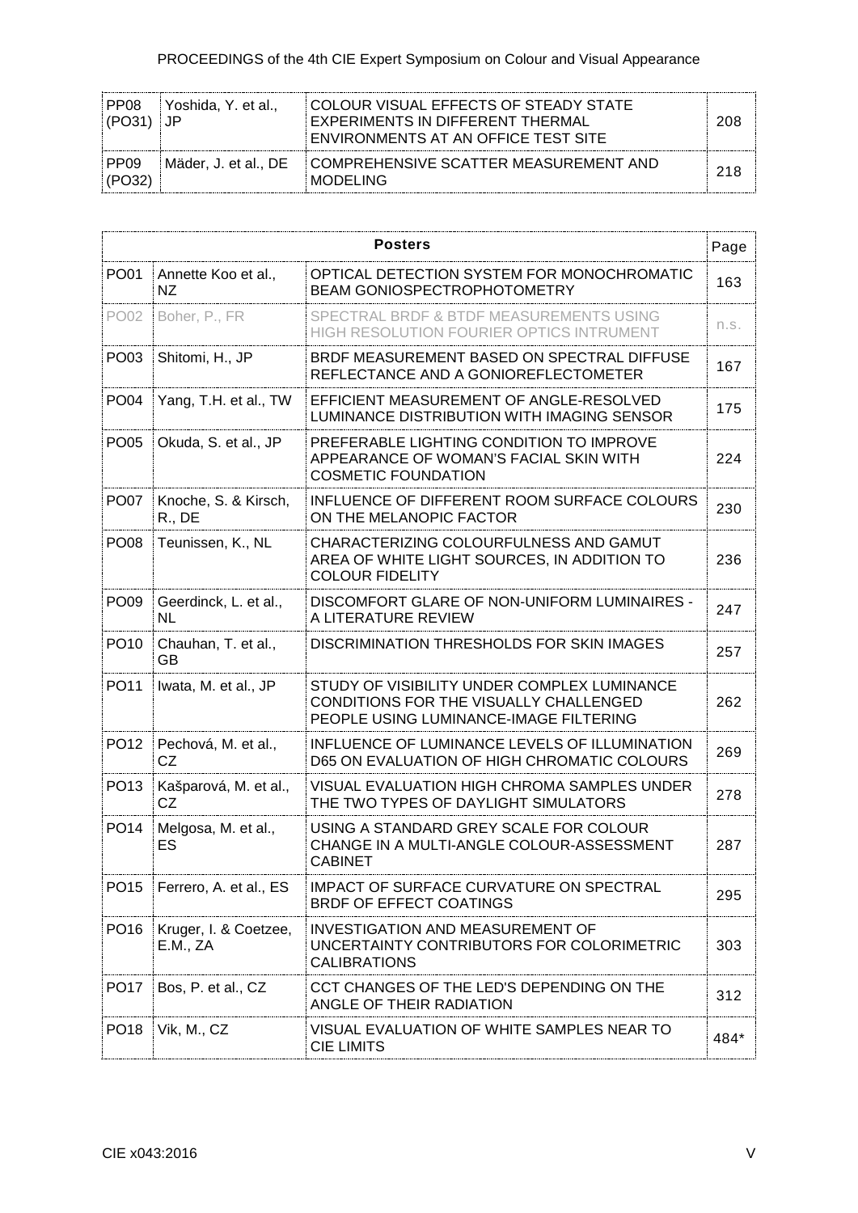| | | | |
|---|---|---|---|
| PP08 (PO31) | Yoshida, Y. et al., JP | COLOUR VISUAL EFFECTS OF STEADY STATE EXPERIMENTS IN DIFFERENT THERMAL ENVIRONMENTS AT AN OFFICE TEST SITE | 208 |
| PP09 (PO32) | Mäder, J. et al., DE | COMPREHENSIVE SCATTER MEASUREMENT AND MODELING | 218 |

| **Posters** | | | Page |
|---|---|---|---|
| PO01 | Annette Koo et al., NZ | OPTICAL DETECTION SYSTEM FOR MONOCHROMATIC BEAM GONIOSPECTROPHOTOMETRY | 163 |
| PO02 | Boher, P., FR | SPECTRAL BRDF & BTDF MEASUREMENTS USING HIGH RESOLUTION FOURIER OPTICS INTRUMENT | n.s. |
| PO03 | Shitomi, H., JP | BRDF MEASUREMENT BASED ON SPECTRAL DIFFUSE REFLECTANCE AND A GONIOREFLECTOMETER | 167 |
| PO04 | Yang, T.H. et al., TW | EFFICIENT MEASUREMENT OF ANGLE-RESOLVED LUMINANCE DISTRIBUTION WITH IMAGING SENSOR | 175 |
| PO05 | Okuda, S. et al., JP | PREFERABLE LIGHTING CONDITION TO IMPROVE APPEARANCE OF WOMAN'S FACIAL SKIN WITH COSMETIC FOUNDATION | 224 |
| PO07 | Knoche, S. & Kirsch, R., DE | INFLUENCE OF DIFFERENT ROOM SURFACE COLOURS ON THE MELANOPIC FACTOR | 230 |
| PO08 | Teunissen, K., NL | CHARACTERIZING COLOURFULNESS AND GAMUT AREA OF WHITE LIGHT SOURCES, IN ADDITION TO COLOUR FIDELITY | 236 |
| PO09 | Geerdinck, L. et al., NL | DISCOMFORT GLARE OF NON-UNIFORM LUMINAIRES - A LITERATURE REVIEW | 247 |
| PO10 | Chauhan, T. et al., GB | DISCRIMINATION THRESHOLDS FOR SKIN IMAGES | 257 |
| PO11 | Iwata, M. et al., JP | STUDY OF VISIBILITY UNDER COMPLEX LUMINANCE CONDITIONS FOR THE VISUALLY CHALLENGED PEOPLE USING LUMINANCE-IMAGE FILTERING | 262 |
| PO12 | Pechová, M. et al., CZ | INFLUENCE OF LUMINANCE LEVELS OF ILLUMINATION D65 ON EVALUATION OF HIGH CHROMATIC COLOURS | 269 |
| PO13 | Kašparová, M. et al., CZ | VISUAL EVALUATION HIGH CHROMA SAMPLES UNDER THE TWO TYPES OF DAYLIGHT SIMULATORS | 278 |
| PO14 | Melgosa, M. et al., ES | USING A STANDARD GREY SCALE FOR COLOUR CHANGE IN A MULTI-ANGLE COLOUR-ASSESSMENT CABINET | 287 |
| PO15 | Ferrero, A. et al., ES | IMPACT OF SURFACE CURVATURE ON SPECTRAL BRDF OF EFFECT COATINGS | 295 |
| PO16 | Kruger, I. & Coetzee, E.M., ZA | INVESTIGATION AND MEASUREMENT OF UNCERTAINTY CONTRIBUTORS FOR COLORIMETRIC CALIBRATIONS | 303 |
| PO17 | Bos, P. et al., CZ | CCT CHANGES OF THE LED'S DEPENDING ON THE ANGLE OF THEIR RADIATION | 312 |
| PO18 | Vik, M., CZ | VISUAL EVALUATION OF WHITE SAMPLES NEAR TO CIE LIMITS | 484* |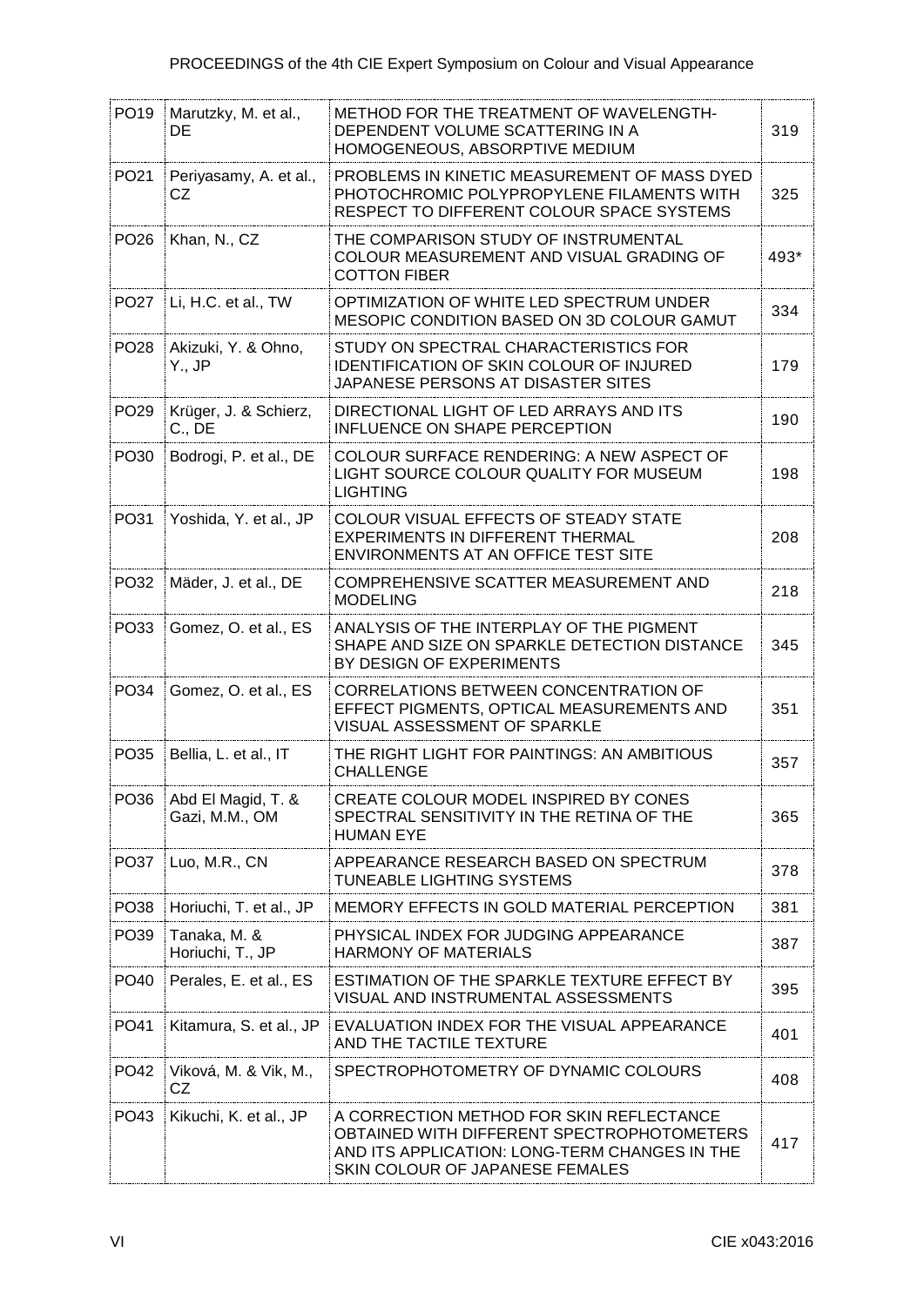| PO19 | Marutzky, M. et al., DE | METHOD FOR THE TREATMENT OF WAVELENGTH-DEPENDENT VOLUME SCATTERING IN A HOMOGENEOUS, ABSORPTIVE MEDIUM | 319 |
|---|---|---|---|
| PO21 | Periyasamy, A. et al., CZ | PROBLEMS IN KINETIC MEASUREMENT OF MASS DYED PHOTOCHROMIC POLYPROPYLENE FILAMENTS WITH RESPECT TO DIFFERENT COLOUR SPACE SYSTEMS | 325 |
| PO26 | Khan, N., CZ | THE COMPARISON STUDY OF INSTRUMENTAL COLOUR MEASUREMENT AND VISUAL GRADING OF COTTON FIBER | 493* |
| PO27 | Li, H.C. et al., TW | OPTIMIZATION OF WHITE LED SPECTRUM UNDER MESOPIC CONDITION BASED ON 3D COLOUR GAMUT | 334 |
| PO28 | Akizuki, Y. & Ohno, Y., JP | STUDY ON SPECTRAL CHARACTERISTICS FOR IDENTIFICATION OF SKIN COLOUR OF INJURED JAPANESE PERSONS AT DISASTER SITES | 179 |
| PO29 | Krüger, J. & Schierz, C., DE | DIRECTIONAL LIGHT OF LED ARRAYS AND ITS INFLUENCE ON SHAPE PERCEPTION | 190 |
| PO30 | Bodrogi, P. et al., DE | COLOUR SURFACE RENDERING: A NEW ASPECT OF LIGHT SOURCE COLOUR QUALITY FOR MUSEUM LIGHTING | 198 |
| PO31 | Yoshida, Y. et al., JP | COLOUR VISUAL EFFECTS OF STEADY STATE EXPERIMENTS IN DIFFERENT THERMAL ENVIRONMENTS AT AN OFFICE TEST SITE | 208 |
| PO32 | Mäder, J. et al., DE | COMPREHENSIVE SCATTER MEASUREMENT AND MODELING | 218 |
| PO33 | Gomez, O. et al., ES | ANALYSIS OF THE INTERPLAY OF THE PIGMENT SHAPE AND SIZE ON SPARKLE DETECTION DISTANCE BY DESIGN OF EXPERIMENTS | 345 |
| PO34 | Gomez, O. et al., ES | CORRELATIONS BETWEEN CONCENTRATION OF EFFECT PIGMENTS, OPTICAL MEASUREMENTS AND VISUAL ASSESSMENT OF SPARKLE | 351 |
| PO35 | Bellia, L. et al., IT | THE RIGHT LIGHT FOR PAINTINGS: AN AMBITIOUS CHALLENGE | 357 |
| PO36 | Abd El Magid, T. & Gazi, M.M., OM | CREATE COLOUR MODEL INSPIRED BY CONES SPECTRAL SENSITIVITY IN THE RETINA OF THE HUMAN EYE | 365 |
| PO37 | Luo, M.R., CN | APPEARANCE RESEARCH BASED ON SPECTRUM TUNEABLE LIGHTING SYSTEMS | 378 |
| PO38 | Horiuchi, T. et al., JP | MEMORY EFFECTS IN GOLD MATERIAL PERCEPTION | 381 |
| PO39 | Tanaka, M. & Horiuchi, T., JP | PHYSICAL INDEX FOR JUDGING APPEARANCE HARMONY OF MATERIALS | 387 |
| PO40 | Perales, E. et al., ES | ESTIMATION OF THE SPARKLE TEXTURE EFFECT BY VISUAL AND INSTRUMENTAL ASSESSMENTS | 395 |
| PO41 | Kitamura, S. et al., JP | EVALUATION INDEX FOR THE VISUAL APPEARANCE AND THE TACTILE TEXTURE | 401 |
| PO42 | Viková, M. & Vik, M., CZ | SPECTROPHOTOMETRY OF DYNAMIC COLOURS | 408 |
| PO43 | Kikuchi, K. et al., JP | A CORRECTION METHOD FOR SKIN REFLECTANCE OBTAINED WITH DIFFERENT SPECTROPHOTOMETERS AND ITS APPLICATION: LONG-TERM CHANGES IN THE SKIN COLOUR OF JAPANESE FEMALES | 417 |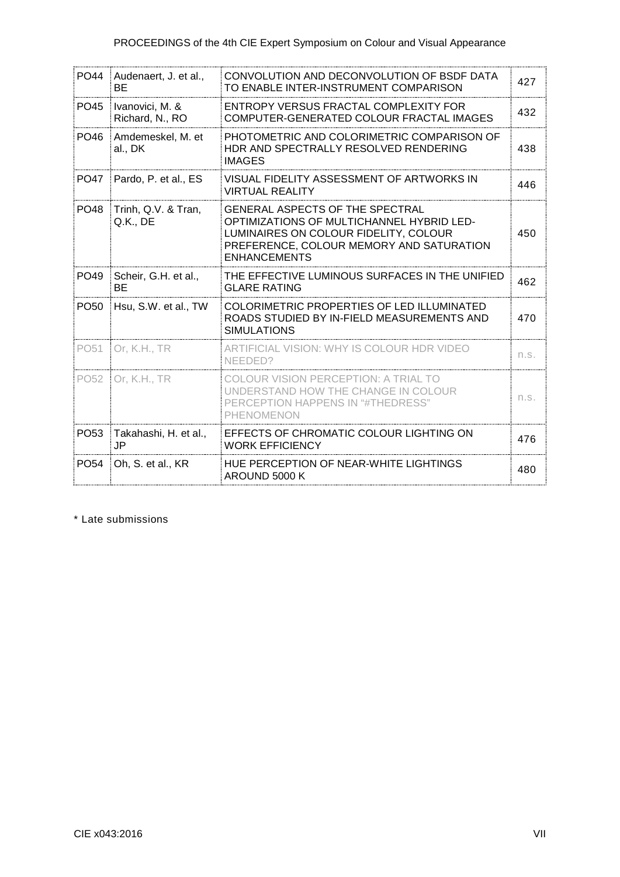| | | | |
|---|---|---|---|
| PO44 | Audenaert, J. et al., BE | CONVOLUTION AND DECONVOLUTION OF BSDF DATA TO ENABLE INTER-INSTRUMENT COMPARISON | 427 |
| PO45 | Ivanovici, M. & Richard, N., RO | ENTROPY VERSUS FRACTAL COMPLEXITY FOR COMPUTER-GENERATED COLOUR FRACTAL IMAGES | 432 |
| PO46 | Amdemeskel, M. et al., DK | PHOTOMETRIC AND COLORIMETRIC COMPARISON OF HDR AND SPECTRALLY RESOLVED RENDERING IMAGES | 438 |
| PO47 | Pardo, P. et al., ES | VISUAL FIDELITY ASSESSMENT OF ARTWORKS IN VIRTUAL REALITY | 446 |
| PO48 | Trinh, Q.V. & Tran, Q.K., DE | GENERAL ASPECTS OF THE SPECTRAL OPTIMIZATIONS OF MULTICHANNEL HYBRID LED-LUMINAIRES ON COLOUR FIDELITY, COLOUR PREFERENCE, COLOUR MEMORY AND SATURATION ENHANCEMENTS | 450 |
| PO49 | Scheir, G.H. et al., BE | THE EFFECTIVE LUMINOUS SURFACES IN THE UNIFIED GLARE RATING | 462 |
| PO50 | Hsu, S.W. et al., TW | COLORIMETRIC PROPERTIES OF LED ILLUMINATED ROADS STUDIED BY IN-FIELD MEASUREMENTS AND SIMULATIONS | 470 |
| PO51 | Or, K.H., TR | ARTIFICIAL VISION: WHY IS COLOUR HDR VIDEO NEEDED? | n.s. |
| PO52 | Or, K.H., TR | COLOUR VISION PERCEPTION: A TRIAL TO UNDERSTAND HOW THE CHANGE IN COLOUR PERCEPTION HAPPENS IN "#THEDRESS" PHENOMENON | n.s. |
| PO53 | Takahashi, H. et al., JP | EFFECTS OF CHROMATIC COLOUR LIGHTING ON WORK EFFICIENCY | 476 |
| PO54 | Oh, S. et al., KR | HUE PERCEPTION OF NEAR-WHITE LIGHTINGS AROUND 5000 K | 480 |

* Late submissions